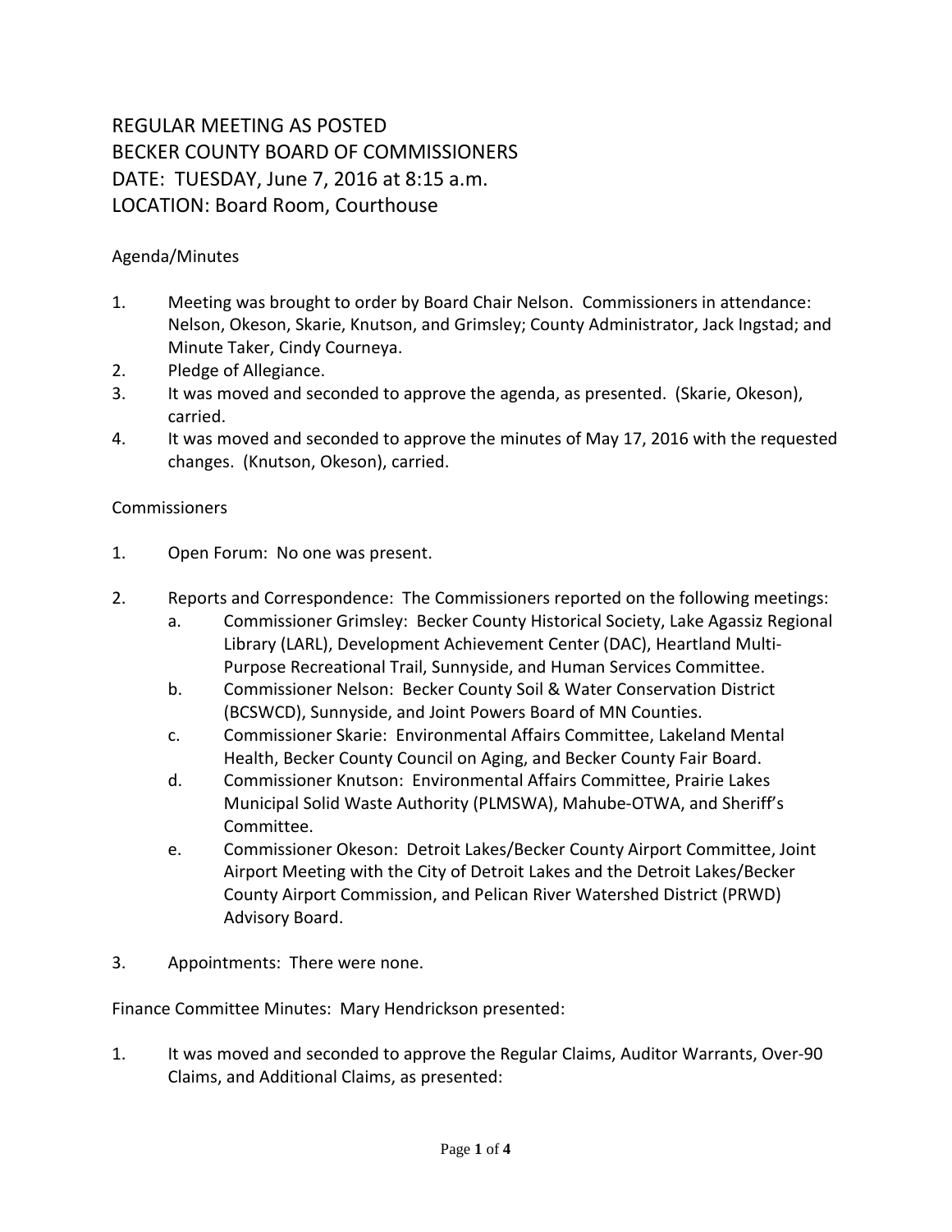# REGULAR MEETING AS POSTED
# BECKER COUNTY BOARD OF COMMISSIONERS
# DATE: TUESDAY, June 7, 2016 at 8:15 a.m.
# LOCATION: Board Room, Courthouse

Agenda/Minutes

1. Meeting was brought to order by Board Chair Nelson. Commissioners in attendance: Nelson, Okeson, Skarie, Knutson, and Grimsley; County Administrator, Jack Ingstad; and Minute Taker, Cindy Courneya.
2. Pledge of Allegiance.
3. It was moved and seconded to approve the agenda, as presented. (Skarie, Okeson), carried.
4. It was moved and seconded to approve the minutes of May 17, 2016 with the requested changes. (Knutson, Okeson), carried.

Commissioners

1. Open Forum: No one was present.

2. Reports and Correspondence: The Commissioners reported on the following meetings:
   a. Commissioner Grimsley: Becker County Historical Society, Lake Agassiz Regional Library (LARL), Development Achievement Center (DAC), Heartland Multi-Purpose Recreational Trail, Sunnyside, and Human Services Committee.
   b. Commissioner Nelson: Becker County Soil & Water Conservation District (BCSWCD), Sunnyside, and Joint Powers Board of MN Counties.
   c. Commissioner Skarie: Environmental Affairs Committee, Lakeland Mental Health, Becker County Council on Aging, and Becker County Fair Board.
   d. Commissioner Knutson: Environmental Affairs Committee, Prairie Lakes Municipal Solid Waste Authority (PLMSWA), Mahube-OTWA, and Sheriff's Committee.
   e. Commissioner Okeson: Detroit Lakes/Becker County Airport Committee, Joint Airport Meeting with the City of Detroit Lakes and the Detroit Lakes/Becker County Airport Commission, and Pelican River Watershed District (PRWD) Advisory Board.

3. Appointments: There were none.

Finance Committee Minutes: Mary Hendrickson presented:

1. It was moved and seconded to approve the Regular Claims, Auditor Warrants, Over-90 Claims, and Additional Claims, as presented: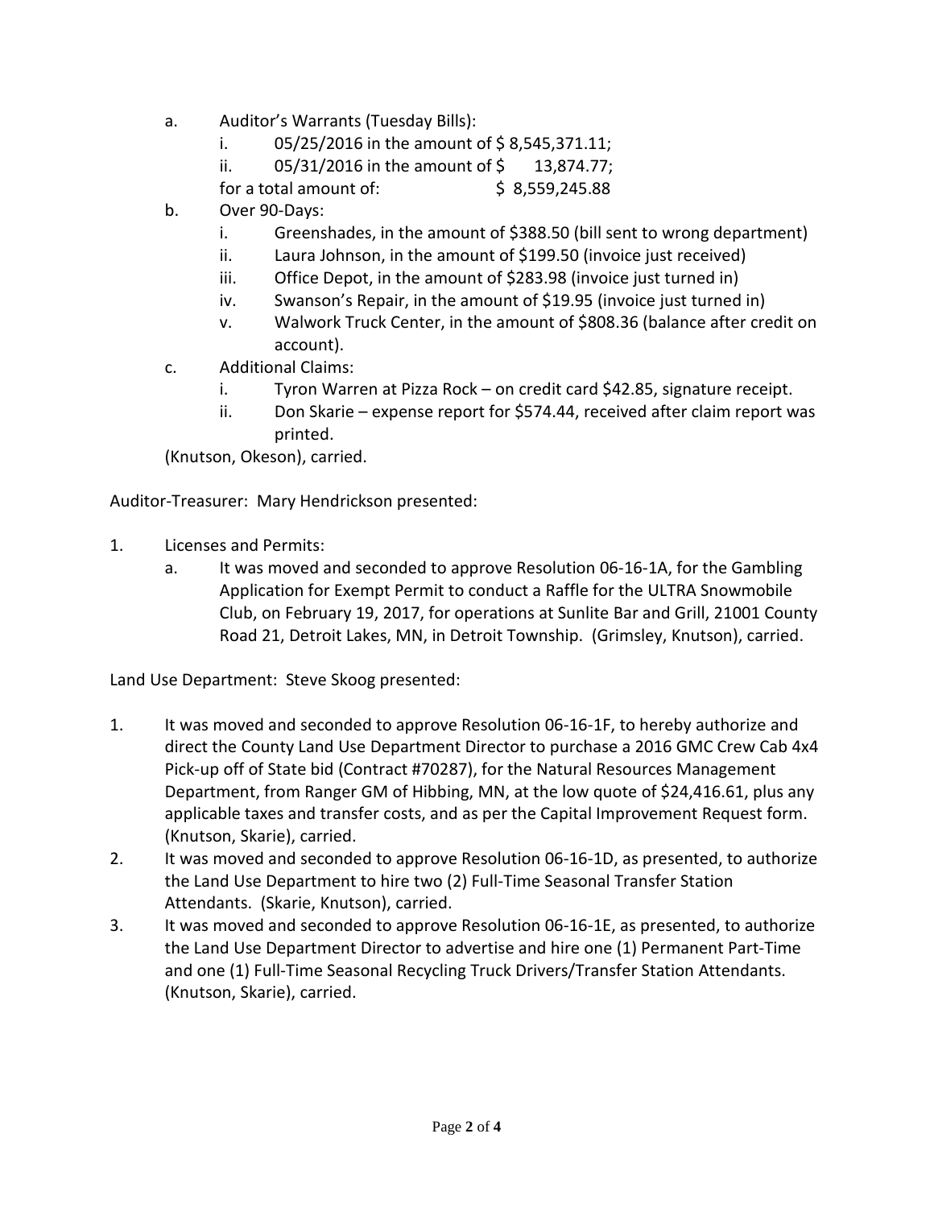a. Auditor's Warrants (Tuesday Bills):
   i. 05/25/2016 in the amount of $ 8,545,371.11;
   ii. 05/31/2016 in the amount of $ 13,874.77;
   for a total amount of: $ 8,559,245.88
b. Over 90-Days:
   i. Greenshades, in the amount of $388.50 (bill sent to wrong department)
   ii. Laura Johnson, in the amount of $199.50 (invoice just received)
   iii. Office Depot, in the amount of $283.98 (invoice just turned in)
   iv. Swanson's Repair, in the amount of $19.95 (invoice just turned in)
   v. Walwork Truck Center, in the amount of $808.36 (balance after credit on account).
c. Additional Claims:
   i. Tyron Warren at Pizza Rock – on credit card $42.85, signature receipt.
   ii. Don Skarie – expense report for $574.44, received after claim report was printed.

(Knutson, Okeson), carried.

Auditor-Treasurer: Mary Hendrickson presented:

1. Licenses and Permits:
   a. It was moved and seconded to approve Resolution 06-16-1A, for the Gambling Application for Exempt Permit to conduct a Raffle for the ULTRA Snowmobile Club, on February 19, 2017, for operations at Sunlite Bar and Grill, 21001 County Road 21, Detroit Lakes, MN, in Detroit Township. (Grimsley, Knutson), carried.

Land Use Department: Steve Skoog presented:

1. It was moved and seconded to approve Resolution 06-16-1F, to hereby authorize and direct the County Land Use Department Director to purchase a 2016 GMC Crew Cab 4x4 Pick-up off of State bid (Contract #70287), for the Natural Resources Management Department, from Ranger GM of Hibbing, MN, at the low quote of $24,416.61, plus any applicable taxes and transfer costs, and as per the Capital Improvement Request form. (Knutson, Skarie), carried.
2. It was moved and seconded to approve Resolution 06-16-1D, as presented, to authorize the Land Use Department to hire two (2) Full-Time Seasonal Transfer Station Attendants. (Skarie, Knutson), carried.
3. It was moved and seconded to approve Resolution 06-16-1E, as presented, to authorize the Land Use Department Director to advertise and hire one (1) Permanent Part-Time and one (1) Full-Time Seasonal Recycling Truck Drivers/Transfer Station Attendants. (Knutson, Skarie), carried.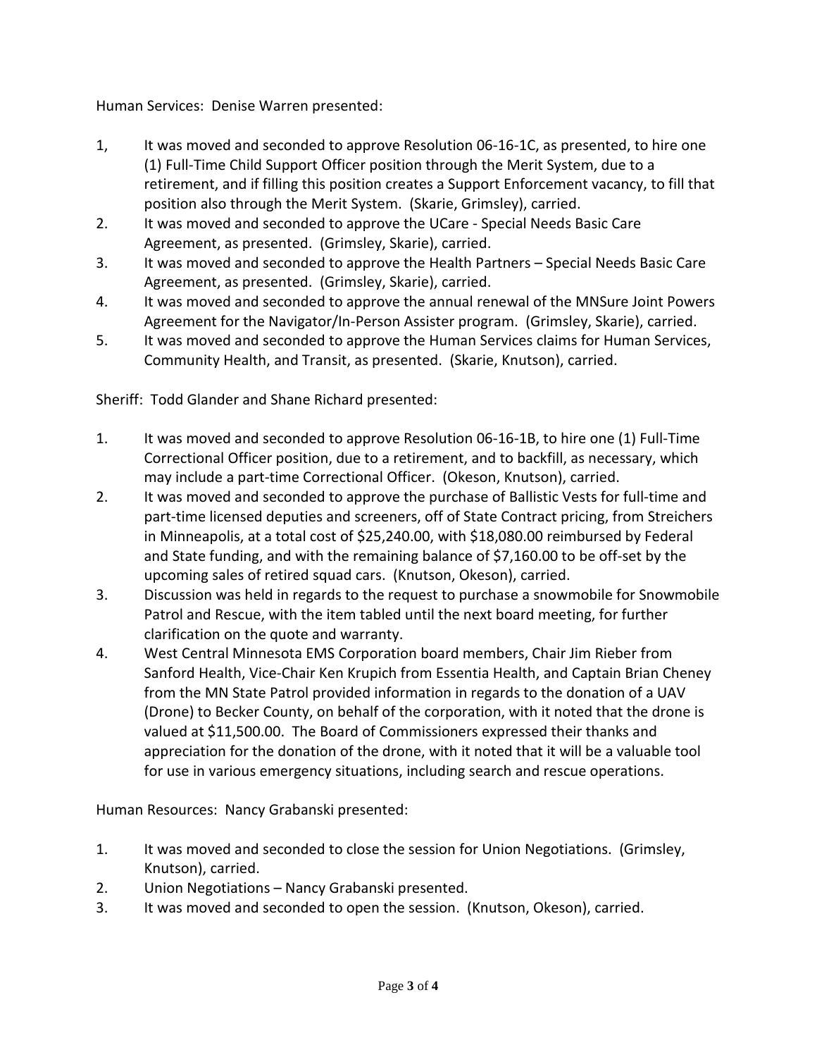Human Services: Denise Warren presented:

1, It was moved and seconded to approve Resolution 06-16-1C, as presented, to hire one (1) Full-Time Child Support Officer position through the Merit System, due to a retirement, and if filling this position creates a Support Enforcement vacancy, to fill that position also through the Merit System. (Skarie, Grimsley), carried.
2. It was moved and seconded to approve the UCare - Special Needs Basic Care Agreement, as presented. (Grimsley, Skarie), carried.
3. It was moved and seconded to approve the Health Partners – Special Needs Basic Care Agreement, as presented. (Grimsley, Skarie), carried.
4. It was moved and seconded to approve the annual renewal of the MNSure Joint Powers Agreement for the Navigator/In-Person Assister program. (Grimsley, Skarie), carried.
5. It was moved and seconded to approve the Human Services claims for Human Services, Community Health, and Transit, as presented. (Skarie, Knutson), carried.

Sheriff: Todd Glander and Shane Richard presented:

1. It was moved and seconded to approve Resolution 06-16-1B, to hire one (1) Full-Time Correctional Officer position, due to a retirement, and to backfill, as necessary, which may include a part-time Correctional Officer. (Okeson, Knutson), carried.
2. It was moved and seconded to approve the purchase of Ballistic Vests for full-time and part-time licensed deputies and screeners, off of State Contract pricing, from Streichers in Minneapolis, at a total cost of $25,240.00, with $18,080.00 reimbursed by Federal and State funding, and with the remaining balance of $7,160.00 to be off-set by the upcoming sales of retired squad cars. (Knutson, Okeson), carried.
3. Discussion was held in regards to the request to purchase a snowmobile for Snowmobile Patrol and Rescue, with the item tabled until the next board meeting, for further clarification on the quote and warranty.
4. West Central Minnesota EMS Corporation board members, Chair Jim Rieber from Sanford Health, Vice-Chair Ken Krupich from Essentia Health, and Captain Brian Cheney from the MN State Patrol provided information in regards to the donation of a UAV (Drone) to Becker County, on behalf of the corporation, with it noted that the drone is valued at $11,500.00. The Board of Commissioners expressed their thanks and appreciation for the donation of the drone, with it noted that it will be a valuable tool for use in various emergency situations, including search and rescue operations.

Human Resources: Nancy Grabanski presented:

1. It was moved and seconded to close the session for Union Negotiations. (Grimsley, Knutson), carried.
2. Union Negotiations – Nancy Grabanski presented.
3. It was moved and seconded to open the session. (Knutson, Okeson), carried.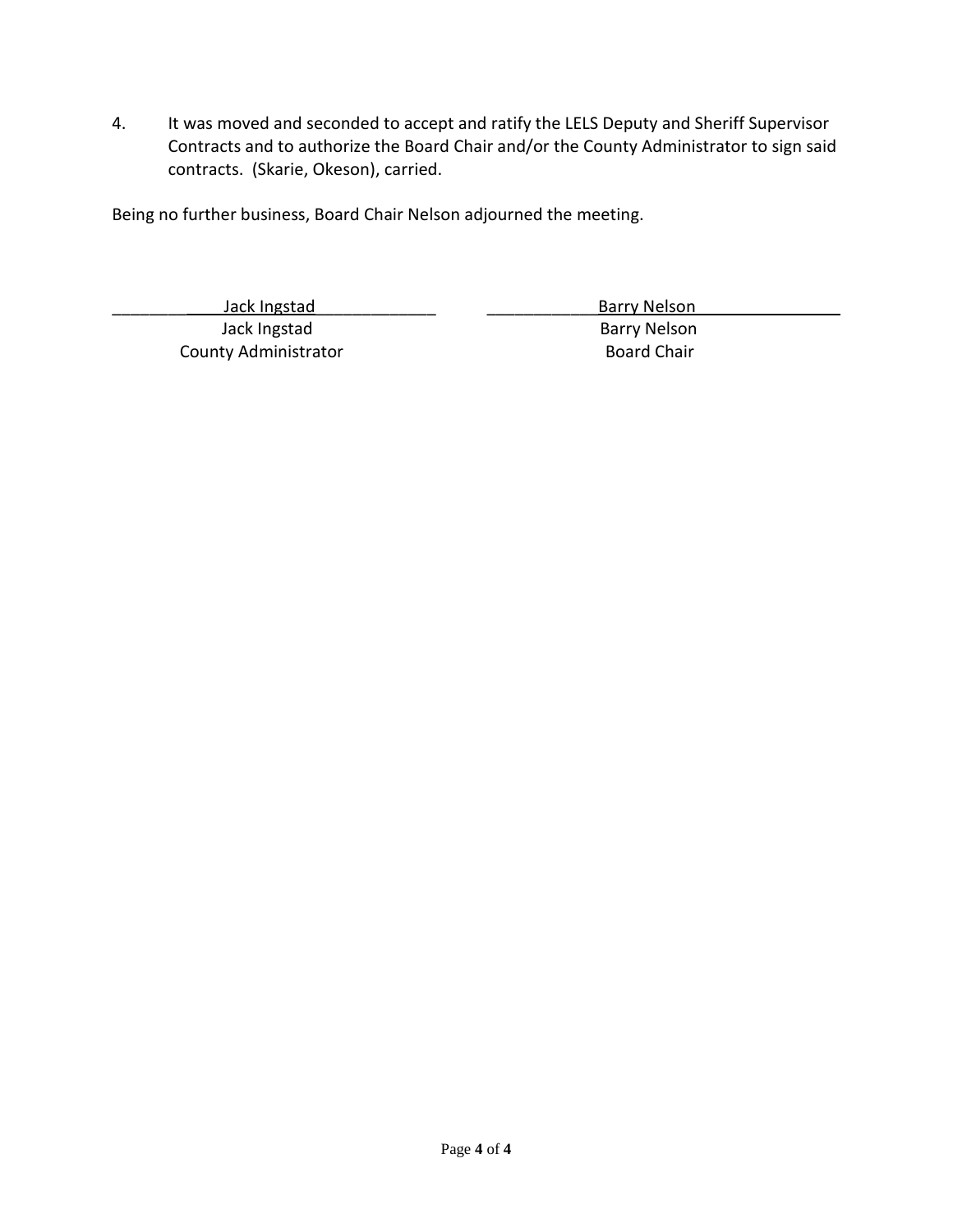4. It was moved and seconded to accept and ratify the LELS Deputy and Sheriff Supervisor Contracts and to authorize the Board Chair and/or the County Administrator to sign said contracts. (Skarie, Okeson), carried.

Being no further business, Board Chair Nelson adjourned the meeting.

| | |
|---|---|
| ____Jack Ingstad____ | ____Barry Nelson____ |
| Jack Ingstad | Barry Nelson |
| County Administrator | Board Chair |